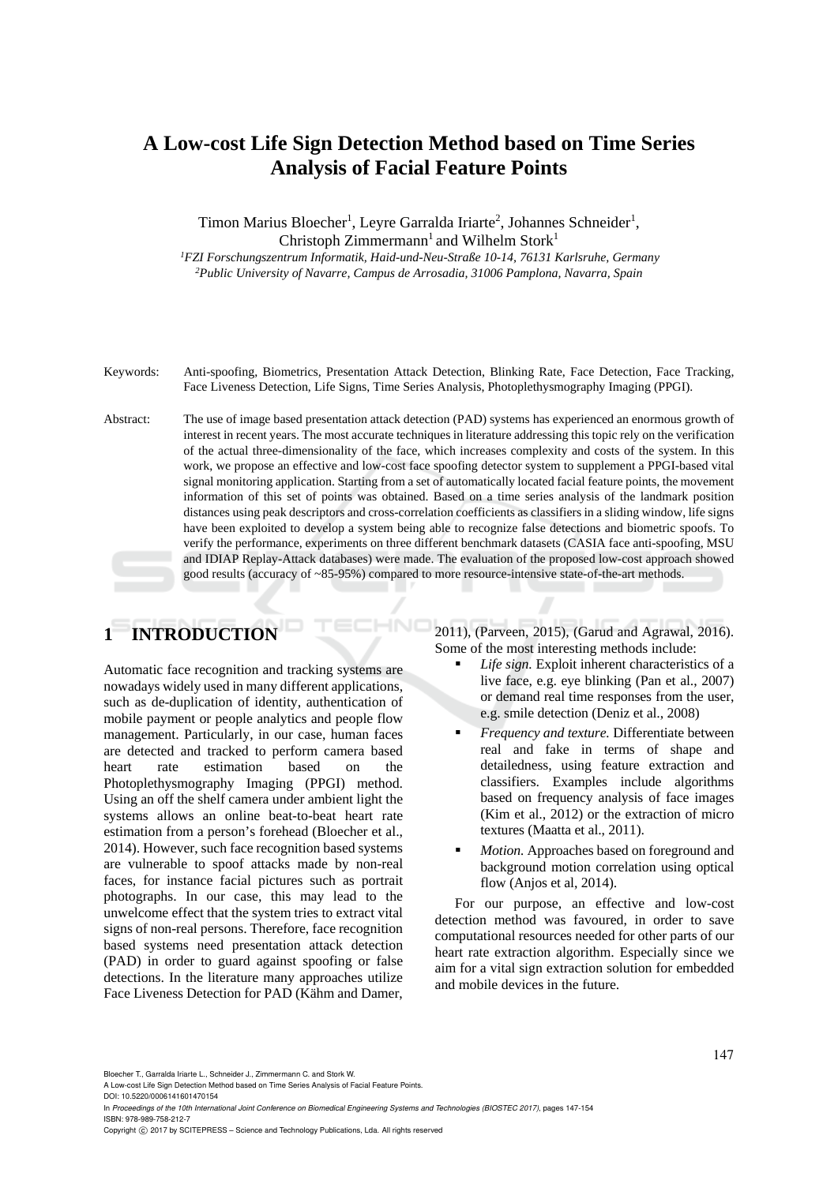# A Low-cost Life Sign Detection Method based on Time Series Analysis of Facial Feature Points

Timon Marius Bloecher[1], Leyre Garralda Iriarte[2], Johannes Schneider[1], Christoph Zimmermann[1] and Wilhelm Stork[1]

[1]*FZI Forschungszentrum Informatik, Haid-und-Neu-Straße 10-14, 76131 Karlsruhe, Germany*
[2]*Public University of Navarre, Campus de Arrosadia, 31006 Pamplona, Navarra, Spain*

Keywords: Anti-spoofing, Biometrics, Presentation Attack Detection, Blinking Rate, Face Detection, Face Tracking, Face Liveness Detection, Life Signs, Time Series Analysis, Photoplethysmography Imaging (PPGI).

Abstract: The use of image based presentation attack detection (PAD) systems has experienced an enormous growth of interest in recent years. The most accurate techniques in literature addressing this topic rely on the verification of the actual three-dimensionality of the face, which increases complexity and costs of the system. In this work, we propose an effective and low-cost face spoofing detector system to supplement a PPGI-based vital signal monitoring application. Starting from a set of automatically located facial feature points, the movement information of this set of points was obtained. Based on a time series analysis of the landmark position distances using peak descriptors and cross-correlation coefficients as classifiers in a sliding window, life signs have been exploited to develop a system being able to recognize false detections and biometric spoofs. To verify the performance, experiments on three different benchmark datasets (CASIA face anti-spoofing, MSU and IDIAP Replay-Attack databases) were made. The evaluation of the proposed low-cost approach showed good results (accuracy of ~85-95%) compared to more resource-intensive state-of-the-art methods.

## 1 INTRODUCTION

Automatic face recognition and tracking systems are nowadays widely used in many different applications, such as de-duplication of identity, authentication of mobile payment or people analytics and people flow management. Particularly, in our case, human faces are detected and tracked to perform camera based heart rate estimation based on the Photoplethysmography Imaging (PPGI) method. Using an off the shelf camera under ambient light the systems allows an online beat-to-beat heart rate estimation from a person's forehead (Bloecher et al., 2014). However, such face recognition based systems are vulnerable to spoof attacks made by non-real faces, for instance facial pictures such as portrait photographs. In our case, this may lead to the unwelcome effect that the system tries to extract vital signs of non-real persons. Therefore, face recognition based systems need presentation attack detection (PAD) in order to guard against spoofing or false detections. In the literature many approaches utilize Face Liveness Detection for PAD (Kähm and Damer, 2011), (Parveen, 2015), (Garud and Agrawal, 2016). Some of the most interesting methods include:

- *Life sign.* Exploit inherent characteristics of a live face, e.g. eye blinking (Pan et al., 2007) or demand real time responses from the user, e.g. smile detection (Deniz et al., 2008)
- *Frequency and texture.* Differentiate between real and fake in terms of shape and detailedness, using feature extraction and classifiers. Examples include algorithms based on frequency analysis of face images (Kim et al., 2012) or the extraction of micro textures (Maatta et al., 2011).
- *Motion.* Approaches based on foreground and background motion correlation using optical flow (Anjos et al, 2014).

For our purpose, an effective and low-cost detection method was favoured, in order to save computational resources needed for other parts of our heart rate extraction algorithm. Especially since we aim for a vital sign extraction solution for embedded and mobile devices in the future.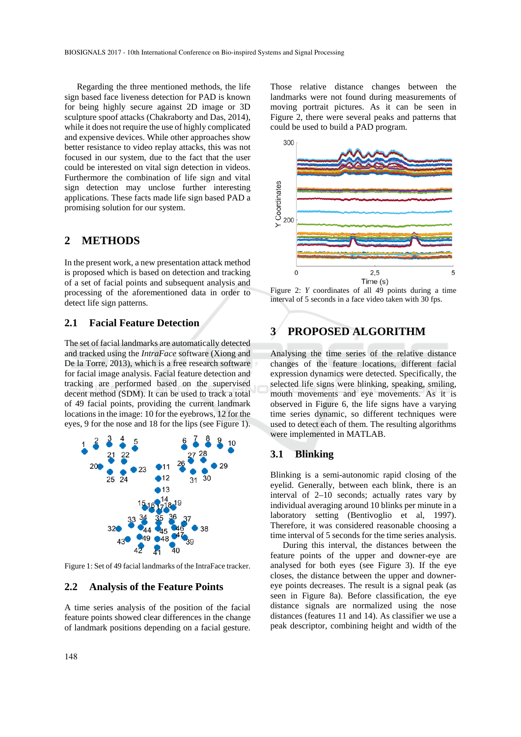Regarding the three mentioned methods, the life sign based face liveness detection for PAD is known for being highly secure against 2D image or 3D sculpture spoof attacks (Chakraborty and Das, 2014), while it does not require the use of highly complicated and expensive devices. While other approaches show better resistance to video replay attacks, this was not focused in our system, due to the fact that the user could be interested on vital sign detection in videos. Furthermore the combination of life sign and vital sign detection may unclose further interesting applications. These facts made life sign based PAD a promising solution for our system.

## 2 METHODS

In the present work, a new presentation attack method is proposed which is based on detection and tracking of a set of facial points and subsequent analysis and processing of the aforementioned data in order to detect life sign patterns.

### 2.1 Facial Feature Detection

The set of facial landmarks are automatically detected and tracked using the *IntraFace* software (Xiong and De la Torre, 2013), which is a free research software for facial image analysis. Facial feature detection and tracking are performed based on the supervised decent method (SDM). It can be used to track a total of 49 facial points, providing the current landmark locations in the image: 10 for the eyebrows, 12 for the eyes, 9 for the nose and 18 for the lips (see Figure 1).

Figure 1: Set of 49 facial landmarks of the IntraFace tracker.

### 2.2 Analysis of the Feature Points

A time series analysis of the position of the facial feature points showed clear differences in the change of landmark positions depending on a facial gesture. Those relative distance changes between the landmarks were not found during measurements of moving portrait pictures. As it can be seen in Figure 2, there were several peaks and patterns that could be used to build a PAD program.

Figure 2: *Y* coordinates of all 49 points during a time interval of 5 seconds in a face video taken with 30 fps.

## 3 PROPOSED ALGORITHM

Analysing the time series of the relative distance changes of the feature locations, different facial expression dynamics were detected. Specifically, the selected life signs were blinking, speaking, smiling, mouth movements and eye movements. As it is observed in Figure 6, the life signs have a varying time series dynamic, so different techniques were used to detect each of them. The resulting algorithms were implemented in MATLAB.

### 3.1 Blinking

Blinking is a semi-autonomic rapid closing of the eyelid. Generally, between each blink, there is an interval of 2–10 seconds; actually rates vary by individual averaging around 10 blinks per minute in a laboratory setting (Bentivoglio et al, 1997). Therefore, it was considered reasonable choosing a time interval of 5 seconds for the time series analysis.

During this interval, the distances between the feature points of the upper and downer-eye are analysed for both eyes (see Figure 3). If the eye closes, the distance between the upper and downer-eye points decreases. The result is a signal peak (as seen in Figure 8a). Before classification, the eye distance signals are normalized using the nose distances (features 11 and 14). As classifier we use a peak descriptor, combining height and width of the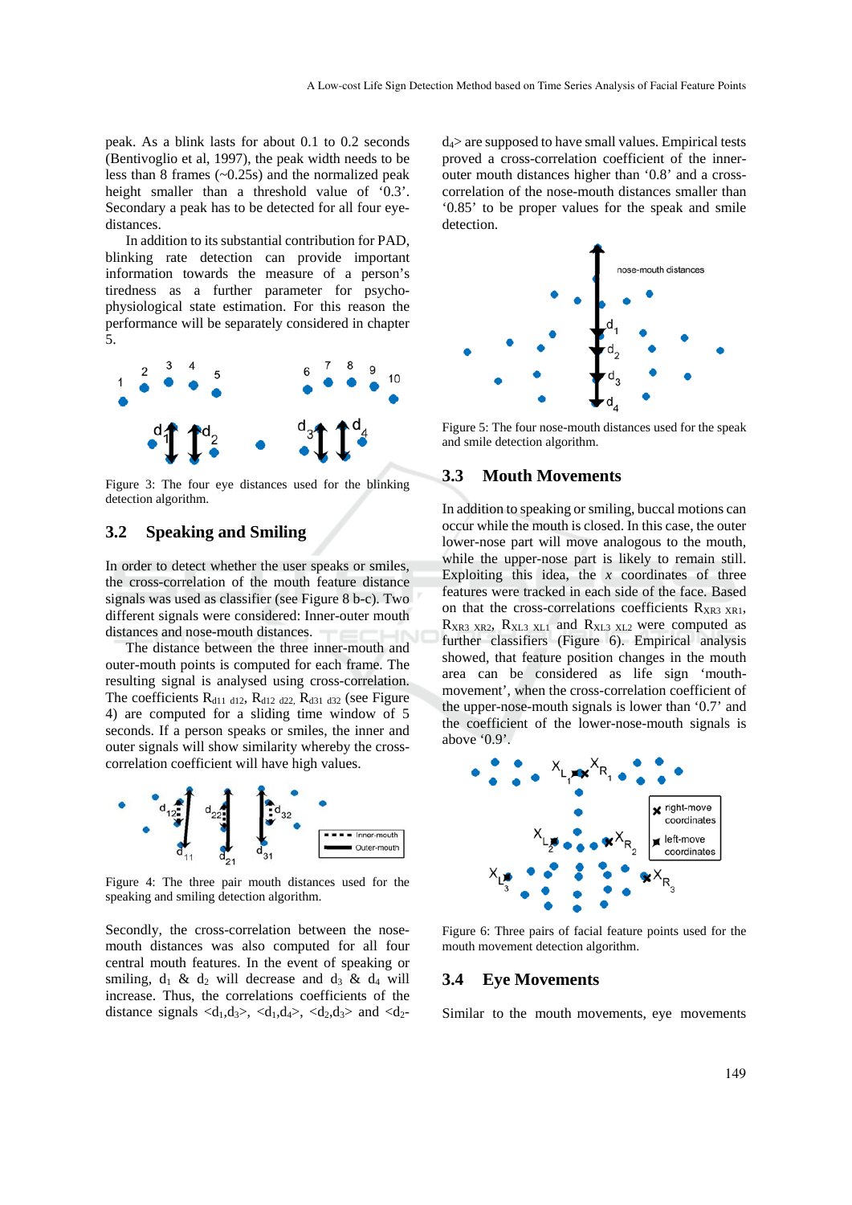peak. As a blink lasts for about 0.1 to 0.2 seconds (Bentivoglio et al, 1997), the peak width needs to be less than 8 frames (~0.25s) and the normalized peak height smaller than a threshold value of '0.3'. Secondary a peak has to be detected for all four eye-distances.

In addition to its substantial contribution for PAD, blinking rate detection can provide important information towards the measure of a person's tiredness as a further parameter for psycho-physiological state estimation. For this reason the performance will be separately considered in chapter 5.

Figure 3: The four eye distances used for the blinking detection algorithm.

## 3.2 Speaking and Smiling

In order to detect whether the user speaks or smiles, the cross-correlation of the mouth feature distance signals was used as classifier (see Figure 8 b-c). Two different signals were considered: Inner-outer mouth distances and nose-mouth distances.

The distance between the three inner-mouth and outer-mouth points is computed for each frame. The resulting signal is analysed using cross-correlation. The coefficients $R_{d11\ d12}$, $R_{d12\ d22}$, $R_{d31\ d32}$ (see Figure 4) are computed for a sliding time window of 5 seconds. If a person speaks or smiles, the inner and outer signals will show similarity whereby the cross-correlation coefficient will have high values.

Figure 4: The three pair mouth distances used for the speaking and smiling detection algorithm.

Secondly, the cross-correlation between the nose-mouth distances was also computed for all four central mouth features. In the event of speaking or smiling, $d_1$ & $d_2$ will decrease and $d_3$ & $d_4$ will increase. Thus, the correlations coefficients of the distance signals $<d_1,d_3>$, $<d_1,d_4>$, $<d_2,d_3>$ and $<d_2,d_4>$ are supposed to have small values. Empirical tests proved a cross-correlation coefficient of the inner-outer mouth distances higher than '0.8' and a cross-correlation of the nose-mouth distances smaller than '0.85' to be proper values for the speak and smile detection.

Figure 5: The four nose-mouth distances used for the speak and smile detection algorithm.

## 3.3 Mouth Movements

In addition to speaking or smiling, buccal motions can occur while the mouth is closed. In this case, the outer lower-nose part will move analogous to the mouth, while the upper-nose part is likely to remain still. Exploiting this idea, the *x* coordinates of three features were tracked in each side of the face. Based on that the cross-correlations coefficients $R_{XR3\ XR1}$, $R_{XR3\ XR2}$, $R_{XL3\ XL1}$ and $R_{XL3\ XL2}$ were computed as further classifiers (Figure 6). Empirical analysis showed, that feature position changes in the mouth area can be considered as life sign 'mouth-movement', when the cross-correlation coefficient of the upper-nose-mouth signals is lower than '0.7' and the coefficient of the lower-nose-mouth signals is above '0.9'.

Figure 6: Three pairs of facial feature points used for the mouth movement detection algorithm.

## 3.4 Eye Movements

Similar to the mouth movements, eye movements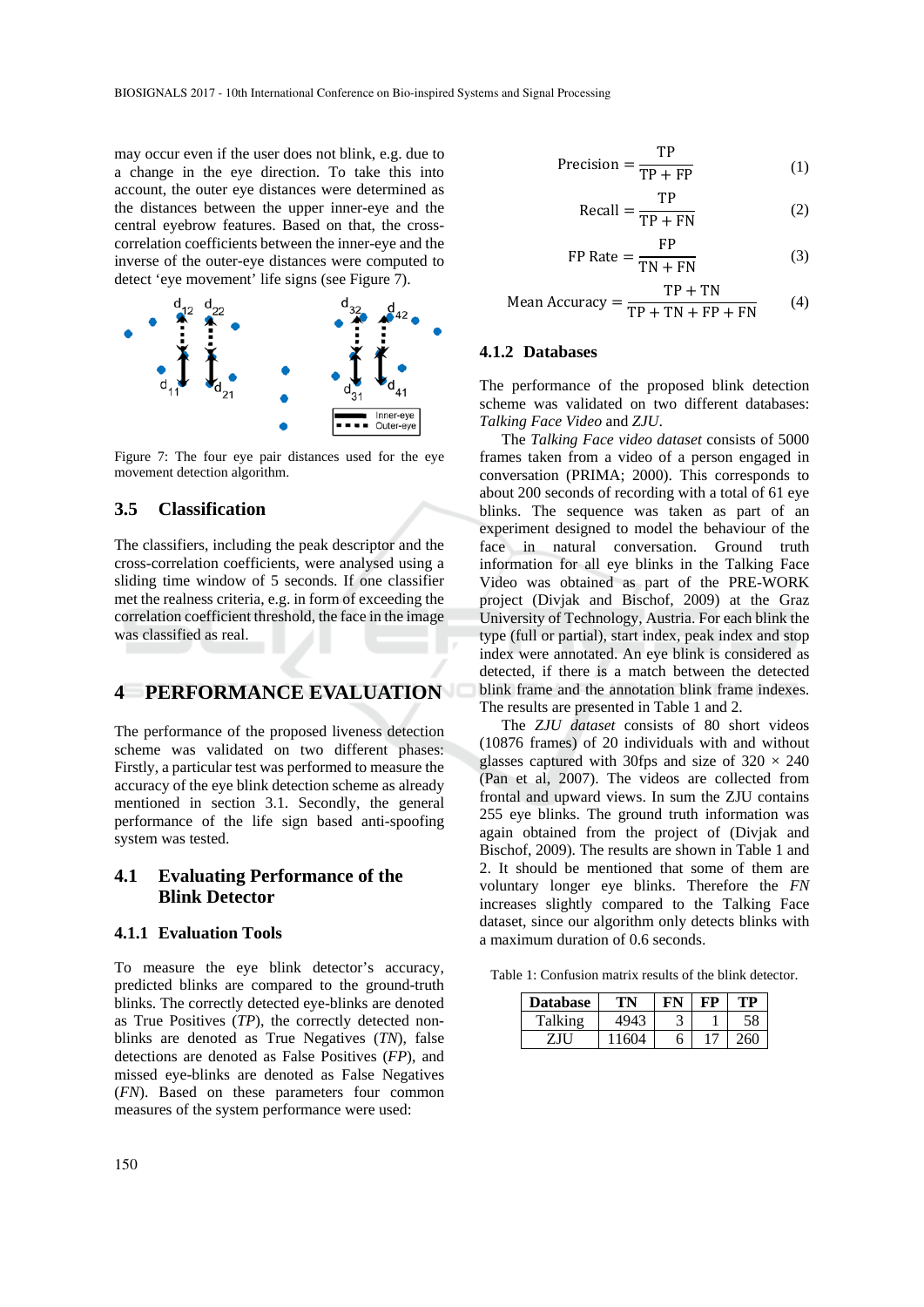may occur even if the user does not blink, e.g. due to a change in the eye direction. To take this into account, the outer eye distances were determined as the distances between the upper inner-eye and the central eyebrow features. Based on that, the cross-correlation coefficients between the inner-eye and the inverse of the outer-eye distances were computed to detect 'eye movement' life signs (see Figure 7).

Figure 7: The four eye pair distances used for the eye movement detection algorithm.

### 3.5 Classification

The classifiers, including the peak descriptor and the cross-correlation coefficients, were analysed using a sliding time window of 5 seconds. If one classifier met the realness criteria, e.g. in form of exceeding the correlation coefficient threshold, the face in the image was classified as real.

## 4 PERFORMANCE EVALUATION

The performance of the proposed liveness detection scheme was validated on two different phases: Firstly, a particular test was performed to measure the accuracy of the eye blink detection scheme as already mentioned in section 3.1. Secondly, the general performance of the life sign based anti-spoofing system was tested.

### 4.1 Evaluating Performance of the Blink Detector

#### 4.1.1 Evaluation Tools

To measure the eye blink detector's accuracy, predicted blinks are compared to the ground-truth blinks. The correctly detected eye-blinks are denoted as True Positives (*TP*), the correctly detected non-blinks are denoted as True Negatives (*TN*), false detections are denoted as False Positives (*FP*), and missed eye-blinks are denoted as False Negatives (*FN*). Based on these parameters four common measures of the system performance were used:

$$\text{Precision} = \frac{\text{TP}}{\text{TP} + \text{FP}} \tag{1}$$

$$\text{Recall} = \frac{\text{TP}}{\text{TP} + \text{FN}} \tag{2}$$

$$\text{FP Rate} = \frac{\text{FP}}{\text{TN} + \text{FN}} \tag{3}$$

$$\text{Mean Accuracy} = \frac{\text{TP} + \text{TN}}{\text{TP} + \text{TN} + \text{FP} + \text{FN}} \tag{4}$$

#### 4.1.2 Databases

The performance of the proposed blink detection scheme was validated on two different databases: *Talking Face Video* and *ZJU*.

The *Talking Face video dataset* consists of 5000 frames taken from a video of a person engaged in conversation (PRIMA; 2000). This corresponds to about 200 seconds of recording with a total of 61 eye blinks. The sequence was taken as part of an experiment designed to model the behaviour of the face in natural conversation. Ground truth information for all eye blinks in the Talking Face Video was obtained as part of the PRE-WORK project (Divjak and Bischof, 2009) at the Graz University of Technology, Austria. For each blink the type (full or partial), start index, peak index and stop index were annotated. An eye blink is considered as detected, if there is a match between the detected blink frame and the annotation blink frame indexes. The results are presented in Table 1 and 2.

The *ZJU dataset* consists of 80 short videos (10876 frames) of 20 individuals with and without glasses captured with 30fps and size of 320 × 240 (Pan et al, 2007). The videos are collected from frontal and upward views. In sum the ZJU contains 255 eye blinks. The ground truth information was again obtained from the project of (Divjak and Bischof, 2009). The results are shown in Table 1 and 2. It should be mentioned that some of them are voluntary longer eye blinks. Therefore the *FN* increases slightly compared to the Talking Face dataset, since our algorithm only detects blinks with a maximum duration of 0.6 seconds.

Table 1: Confusion matrix results of the blink detector.

| Database | TN | FN | FP | TP |
|---|---|---|---|---|
| Talking | 4943 | 3 | 1 | 58 |
| ZJU | 11604 | 6 | 17 | 260 |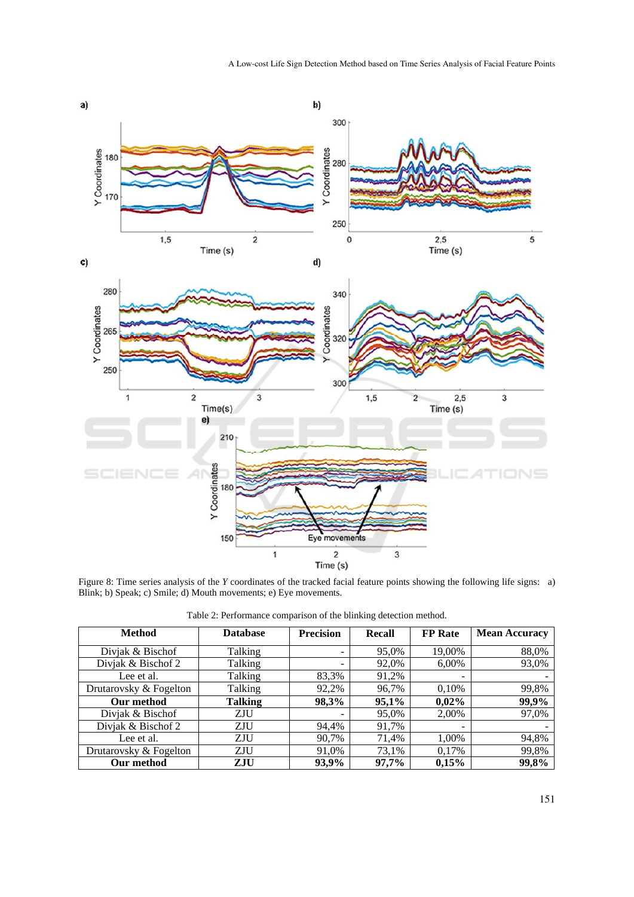Figure 8: Time series analysis of the *Y* coordinates of the tracked facial feature points showing the following life signs: a) Blink; b) Speak; c) Smile; d) Mouth movements; e) Eye movements.

Table 2: Performance comparison of the blinking detection method.

| Method | Database | Precision | Recall | FP Rate | Mean Accuracy |
|---|---|---|---|---|---|
| Divjak & Bischof | Talking | - | 95,0% | 19,00% | 88,0% |
| Divjak & Bischof 2 | Talking | - | 92,0% | 6,00% | 93,0% |
| Lee et al. | Talking | 83,3% | 91,2% | - | - |
| Drutarovsky & Fogelton | Talking | 92,2% | 96,7% | 0,10% | 99,8% |
| **Our method** | **Talking** | **98,3%** | **95,1%** | **0,02%** | **99,9%** |
| Divjak & Bischof | ZJU | - | 95,0% | 2,00% | 97,0% |
| Divjak & Bischof 2 | ZJU | 94,4% | 91,7% | - | - |
| Lee et al. | ZJU | 90,7% | 71,4% | 1,00% | 94,8% |
| Drutarovsky & Fogelton | ZJU | 91,0% | 73,1% | 0,17% | 99,8% |
| **Our method** | **ZJU** | **93,9%** | **97,7%** | **0,15%** | **99,8%** |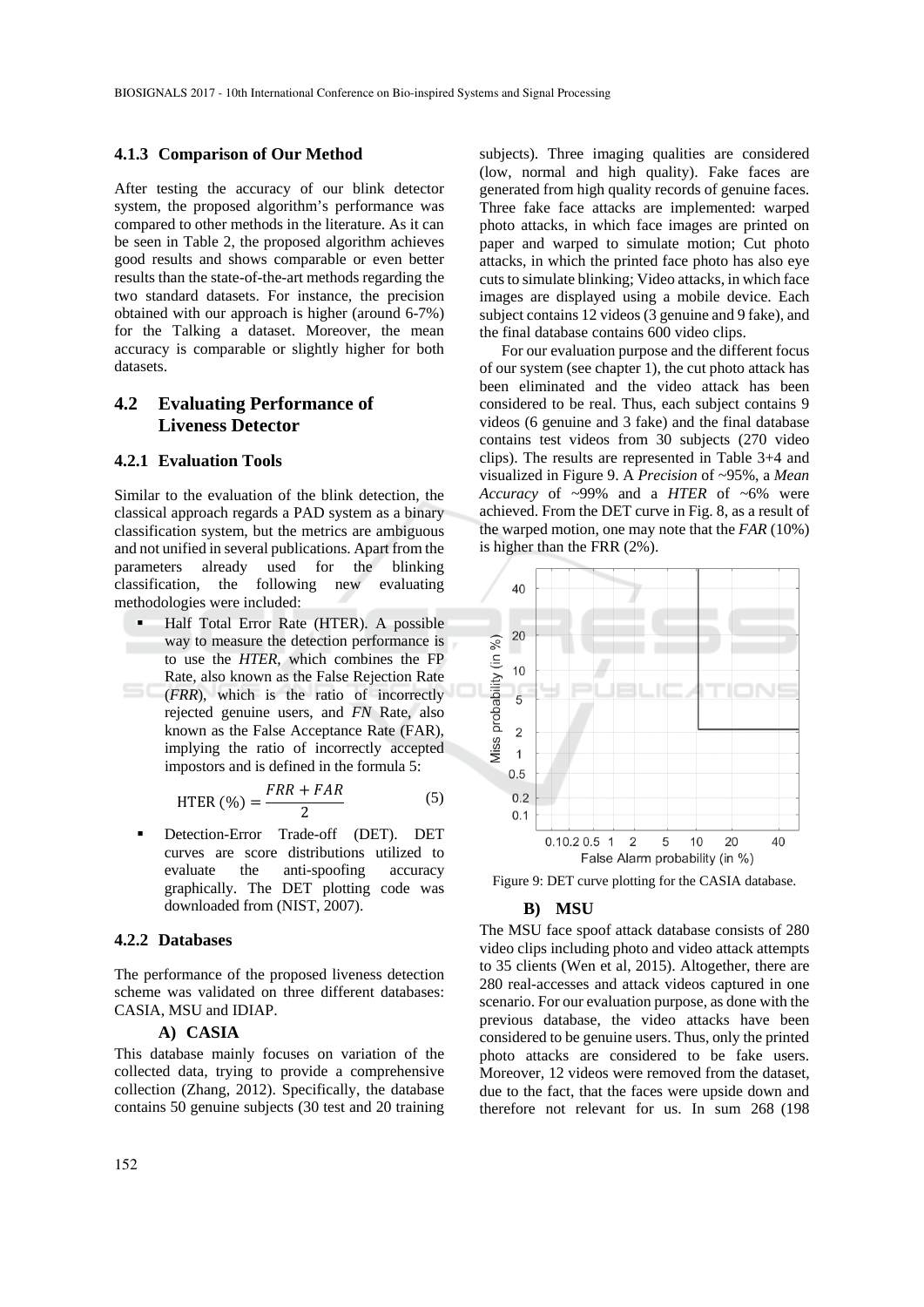### 4.1.3 Comparison of Our Method

After testing the accuracy of our blink detector system, the proposed algorithm's performance was compared to other methods in the literature. As it can be seen in Table 2, the proposed algorithm achieves good results and shows comparable or even better results than the state-of-the-art methods regarding the two standard datasets. For instance, the precision obtained with our approach is higher (around 6-7%) for the Talking a dataset. Moreover, the mean accuracy is comparable or slightly higher for both datasets.

## 4.2 Evaluating Performance of Liveness Detector

### 4.2.1 Evaluation Tools

Similar to the evaluation of the blink detection, the classical approach regards a PAD system as a binary classification system, but the metrics are ambiguous and not unified in several publications. Apart from the parameters already used for the blinking classification, the following new evaluating methodologies were included:

- Half Total Error Rate (HTER). A possible way to measure the detection performance is to use the *HTER*, which combines the FP Rate, also known as the False Rejection Rate (*FRR*), which is the ratio of incorrectly rejected genuine users, and *FN* Rate, also known as the False Acceptance Rate (FAR), implying the ratio of incorrectly accepted impostors and is defined in the formula 5:

$$\text{HTER}\ (\%) = \frac{FRR + FAR}{2} \qquad (5)$$

- Detection-Error Trade-off (DET). DET curves are score distributions utilized to evaluate the anti-spoofing accuracy graphically. The DET plotting code was downloaded from (NIST, 2007).

### 4.2.2 Databases

The performance of the proposed liveness detection scheme was validated on three different databases: CASIA, MSU and IDIAP.

**A) CASIA**

This database mainly focuses on variation of the collected data, trying to provide a comprehensive collection (Zhang, 2012). Specifically, the database contains 50 genuine subjects (30 test and 20 training subjects). Three imaging qualities are considered (low, normal and high quality). Fake faces are generated from high quality records of genuine faces. Three fake face attacks are implemented: warped photo attacks, in which face images are printed on paper and warped to simulate motion; Cut photo attacks, in which the printed face photo has also eye cuts to simulate blinking; Video attacks, in which face images are displayed using a mobile device. Each subject contains 12 videos (3 genuine and 9 fake), and the final database contains 600 video clips.

For our evaluation purpose and the different focus of our system (see chapter 1), the cut photo attack has been eliminated and the video attack has been considered to be real. Thus, each subject contains 9 videos (6 genuine and 3 fake) and the final database contains test videos from 30 subjects (270 video clips). The results are represented in Table 3+4 and visualized in Figure 9. A *Precision* of ~95%, a *Mean Accuracy* of ~99% and a *HTER* of ~6% were achieved. From the DET curve in Fig. 8, as a result of the warped motion, one may note that the *FAR* (10%) is higher than the FRR (2%).

Figure 9: DET curve plotting for the CASIA database.

**B) MSU**

The MSU face spoof attack database consists of 280 video clips including photo and video attack attempts to 35 clients (Wen et al, 2015). Altogether, there are 280 real-accesses and attack videos captured in one scenario. For our evaluation purpose, as done with the previous database, the video attacks have been considered to be genuine users. Thus, only the printed photo attacks are considered to be fake users. Moreover, 12 videos were removed from the dataset, due to the fact, that the faces were upside down and therefore not relevant for us. In sum 268 (198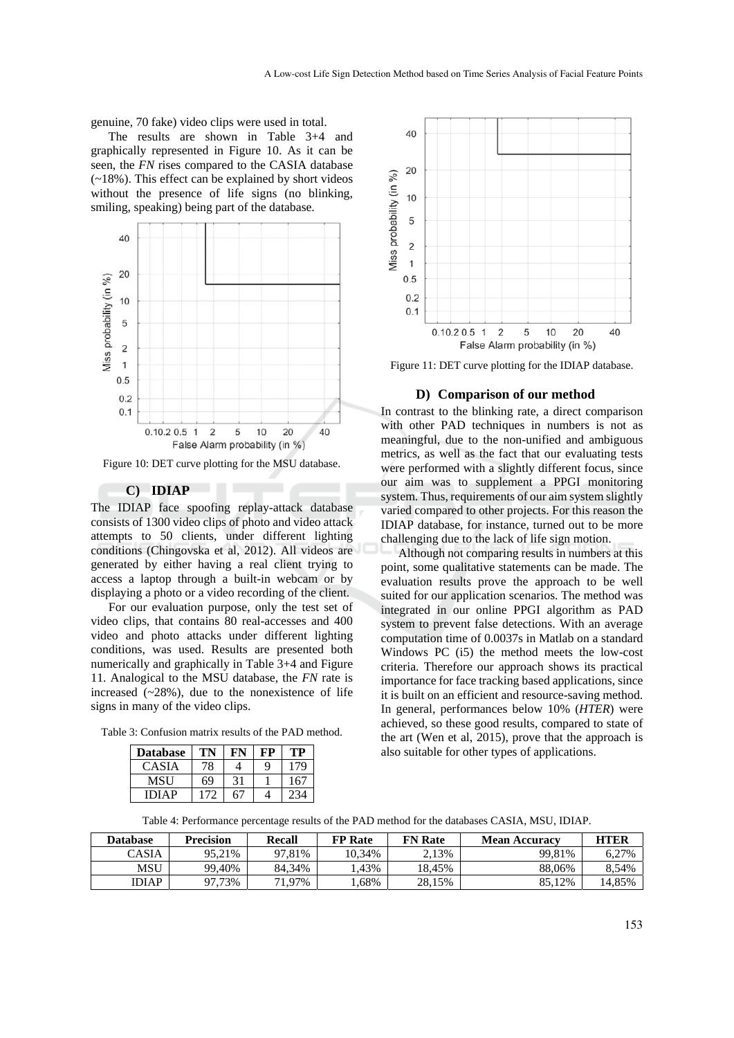genuine, 70 fake) video clips were used in total.

The results are shown in Table 3+4 and graphically represented in Figure 10. As it can be seen, the *FN* rises compared to the CASIA database (~18%). This effect can be explained by short videos without the presence of life signs (no blinking, smiling, speaking) being part of the database.

Figure 10: DET curve plotting for the MSU database.

### C) IDIAP

The IDIAP face spoofing replay-attack database consists of 1300 video clips of photo and video attack attempts to 50 clients, under different lighting conditions (Chingovska et al, 2012). All videos are generated by either having a real client trying to access a laptop through a built-in webcam or by displaying a photo or a video recording of the client.

For our evaluation purpose, only the test set of video clips, that contains 80 real-accesses and 400 video and photo attacks under different lighting conditions, was used. Results are presented both numerically and graphically in Table 3+4 and Figure 11. Analogical to the MSU database, the *FN* rate is increased (~28%), due to the nonexistence of life signs in many of the video clips.

Table 3: Confusion matrix results of the PAD method.

| Database | TN | FN | FP | TP |
|---|---|---|---|---|
| CASIA | 78 | 4 | 9 | 179 |
| MSU | 69 | 31 | 1 | 167 |
| IDIAP | 172 | 67 | 4 | 234 |

Figure 11: DET curve plotting for the IDIAP database.

### D) Comparison of our method

In contrast to the blinking rate, a direct comparison with other PAD techniques in numbers is not as meaningful, due to the non-unified and ambiguous metrics, as well as the fact that our evaluating tests were performed with a slightly different focus, since our aim was to supplement a PPGI monitoring system. Thus, requirements of our aim system slightly varied compared to other projects. For this reason the IDIAP database, for instance, turned out to be more challenging due to the lack of life sign motion.

Although not comparing results in numbers at this point, some qualitative statements can be made. The evaluation results prove the approach to be well suited for our application scenarios. The method was integrated in our online PPGI algorithm as PAD system to prevent false detections. With an average computation time of 0.0037s in Matlab on a standard Windows PC (i5) the method meets the low-cost criteria. Therefore our approach shows its practical importance for face tracking based applications, since it is built on an efficient and resource-saving method. In general, performances below 10% (*HTER*) were achieved, so these good results, compared to state of the art (Wen et al, 2015), prove that the approach is also suitable for other types of applications.

Table 4: Performance percentage results of the PAD method for the databases CASIA, MSU, IDIAP.

| Database | Precision | Recall | FP Rate | FN Rate | Mean Accuracy | HTER |
|---|---|---|---|---|---|---|
| CASIA | 95,21% | 97,81% | 10,34% | 2,13% | 99,81% | 6,27% |
| MSU | 99,40% | 84,34% | 1,43% | 18,45% | 88,06% | 8,54% |
| IDIAP | 97,73% | 71,97% | 1,68% | 28,15% | 85,12% | 14,85% |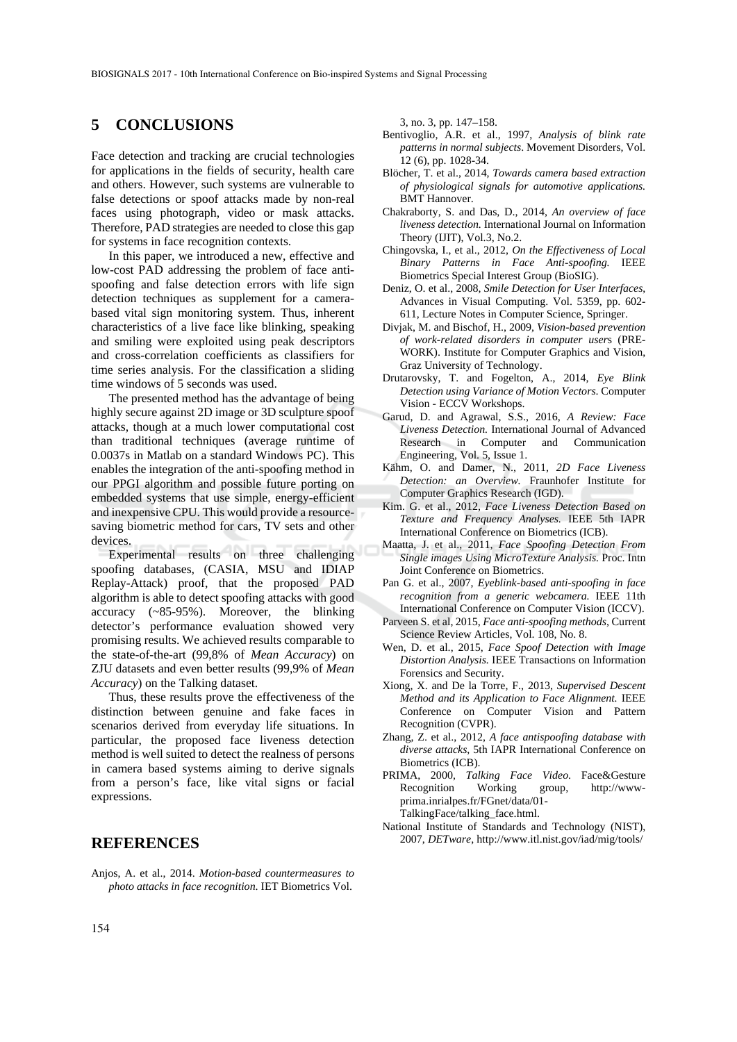## 5 CONCLUSIONS

Face detection and tracking are crucial technologies for applications in the fields of security, health care and others. However, such systems are vulnerable to false detections or spoof attacks made by non-real faces using photograph, video or mask attacks. Therefore, PAD strategies are needed to close this gap for systems in face recognition contexts.

In this paper, we introduced a new, effective and low-cost PAD addressing the problem of face anti-spoofing and false detection errors with life sign detection techniques as supplement for a camera-based vital sign monitoring system. Thus, inherent characteristics of a live face like blinking, speaking and smiling were exploited using peak descriptors and cross-correlation coefficients as classifiers for time series analysis. For the classification a sliding time windows of 5 seconds was used.

The presented method has the advantage of being highly secure against 2D image or 3D sculpture spoof attacks, though at a much lower computational cost than traditional techniques (average runtime of 0.0037s in Matlab on a standard Windows PC). This enables the integration of the anti-spoofing method in our PPGI algorithm and possible future porting on embedded systems that use simple, energy-efficient and inexpensive CPU. This would provide a resource-saving biometric method for cars, TV sets and other devices.

Experimental results on three challenging spoofing databases, (CASIA, MSU and IDIAP Replay-Attack) proof, that the proposed PAD algorithm is able to detect spoofing attacks with good accuracy (~85-95%). Moreover, the blinking detector's performance evaluation showed very promising results. We achieved results comparable to the state-of-the-art (99,8% of *Mean Accuracy*) on ZJU datasets and even better results (99,9% of *Mean Accuracy*) on the Talking dataset.

Thus, these results prove the effectiveness of the distinction between genuine and fake faces in scenarios derived from everyday life situations. In particular, the proposed face liveness detection method is well suited to detect the realness of persons in camera based systems aiming to derive signals from a person's face, like vital signs or facial expressions.

## REFERENCES

Anjos, A. et al., 2014. *Motion-based countermeasures to photo attacks in face recognition.* IET Biometrics Vol. 3, no. 3, pp. 147–158.

Bentivoglio, A.R. et al., 1997, *Analysis of blink rate patterns in normal subjects*. Movement Disorders, Vol. 12 (6), pp. 1028-34.

Blöcher, T. et al., 2014, *Towards camera based extraction of physiological signals for automotive applications.* BMT Hannover.

Chakraborty, S. and Das, D., 2014, *An overview of face liveness detection.* International Journal on Information Theory (IJIT), Vol.3, No.2.

Chingovska, I., et al., 2012, *On the Effectiveness of Local Binary Patterns in Face Anti-spoofing.* IEEE Biometrics Special Interest Group (BioSIG).

Deniz, O. et al., 2008, *Smile Detection for User Interfaces*, Advances in Visual Computing. Vol. 5359, pp. 602-611, Lecture Notes in Computer Science, Springer.

Divjak, M. and Bischof, H., 2009, *Vision-based prevention of work-related disorders in computer users* (PRE-WORK). Institute for Computer Graphics and Vision, Graz University of Technology.

Drutarovsky, T. and Fogelton, A., 2014, *Eye Blink Detection using Variance of Motion Vectors.* Computer Vision - ECCV Workshops.

Garud, D. and Agrawal, S.S., 2016, *A Review: Face Liveness Detection.* International Journal of Advanced Research in Computer and Communication Engineering, Vol. 5, Issue 1.

Kähm, O. and Damer, N., 2011, *2D Face Liveness Detection: an Overview.* Fraunhofer Institute for Computer Graphics Research (IGD).

Kim. G. et al., 2012, *Face Liveness Detection Based on Texture and Frequency Analyses.* IEEE 5th IAPR International Conference on Biometrics (ICB).

Maatta, J. et al., 2011, *Face Spoofing Detection From Single images Using MicroTexture Analysis.* Proc. Intn Joint Conference on Biometrics.

Pan G. et al., 2007, *Eyeblink-based anti-spoofing in face recognition from a generic webcamera.* IEEE 11th International Conference on Computer Vision (ICCV).

Parveen S. et al, 2015, *Face anti-spoofing methods*, Current Science Review Articles, Vol. 108, No. 8.

Wen, D. et al., 2015, *Face Spoof Detection with Image Distortion Analysis.* IEEE Transactions on Information Forensics and Security.

Xiong, X. and De la Torre, F., 2013, *Supervised Descent Method and its Application to Face Alignment.* IEEE Conference on Computer Vision and Pattern Recognition (CVPR).

Zhang, Z. et al., 2012, *A face antispoofing database with diverse attacks*, 5th IAPR International Conference on Biometrics (ICB).

PRIMA, 2000, *Talking Face Video.* Face&Gesture Recognition Working group, http://www-prima.inrialpes.fr/FGnet/data/01-TalkingFace/talking_face.html.

National Institute of Standards and Technology (NIST), 2007, *DETware*, http://www.itl.nist.gov/iad/mig/tools/